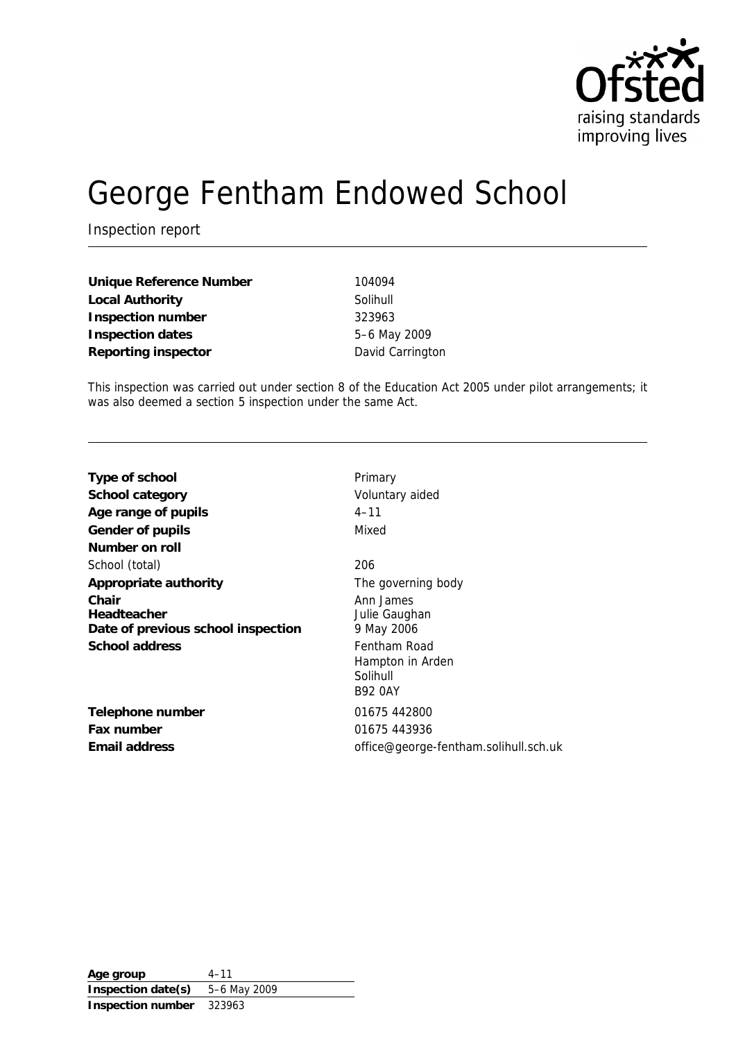# George Fentham Endowed School

Inspection report

| | |
|---|---|
| **Unique Reference Number** | 104094 |
| **Local Authority** | Solihull |
| **Inspection number** | 323963 |
| **Inspection dates** | 5–6 May 2009 |
| **Reporting inspector** | David Carrington |

This inspection was carried out under section 8 of the Education Act 2005 under pilot arrangements; it was also deemed a section 5 inspection under the same Act.

| | |
|---|---|
| **Type of school** | Primary |
| **School category** | Voluntary aided |
| **Age range of pupils** | 4–11 |
| **Gender of pupils** | Mixed |
| **Number on roll** | |
| School (total) | 206 |
| **Appropriate authority** | The governing body |
| **Chair** | Ann James |
| **Headteacher** | Julie Gaughan |
| **Date of previous school inspection** | 9 May 2006 |
| **School address** | Fentham Road<br>Hampton in Arden<br>Solihull<br>B92 0AY |
| **Telephone number** | 01675 442800 |
| **Fax number** | 01675 443936 |
| **Email address** | office@george-fentham.solihull.sch.uk |

| | |
|---|---|
| **Age group** | 4–11 |
| **Inspection date(s)** | 5–6 May 2009 |
| **Inspection number** | 323963 |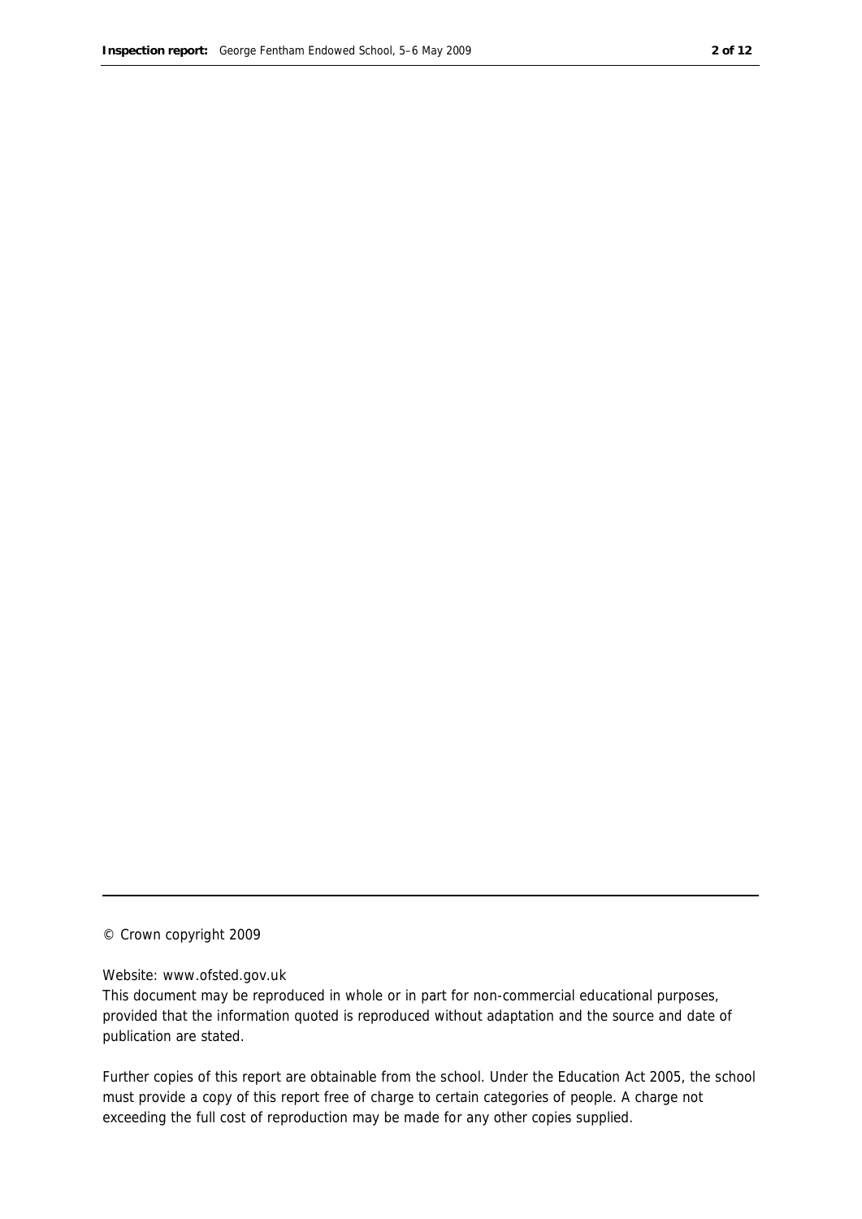© Crown copyright 2009

Website: www.ofsted.gov.uk

This document may be reproduced in whole or in part for non-commercial educational purposes, provided that the information quoted is reproduced without adaptation and the source and date of publication are stated.

Further copies of this report are obtainable from the school. Under the Education Act 2005, the school must provide a copy of this report free of charge to certain categories of people. A charge not exceeding the full cost of reproduction may be made for any other copies supplied.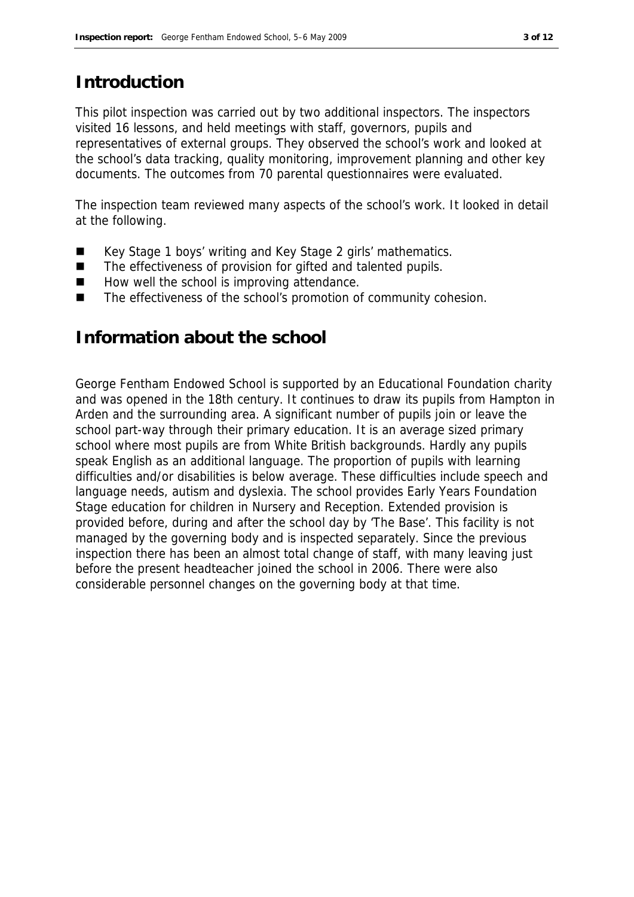## Introduction

This pilot inspection was carried out by two additional inspectors. The inspectors visited 16 lessons, and held meetings with staff, governors, pupils and representatives of external groups. They observed the school's work and looked at the school's data tracking, quality monitoring, improvement planning and other key documents. The outcomes from 70 parental questionnaires were evaluated.

The inspection team reviewed many aspects of the school's work. It looked in detail at the following.

- Key Stage 1 boys' writing and Key Stage 2 girls' mathematics.
- The effectiveness of provision for gifted and talented pupils.
- How well the school is improving attendance.
- The effectiveness of the school's promotion of community cohesion.

## Information about the school

George Fentham Endowed School is supported by an Educational Foundation charity and was opened in the 18th century. It continues to draw its pupils from Hampton in Arden and the surrounding area. A significant number of pupils join or leave the school part-way through their primary education. It is an average sized primary school where most pupils are from White British backgrounds. Hardly any pupils speak English as an additional language. The proportion of pupils with learning difficulties and/or disabilities is below average. These difficulties include speech and language needs, autism and dyslexia. The school provides Early Years Foundation Stage education for children in Nursery and Reception. Extended provision is provided before, during and after the school day by 'The Base'. This facility is not managed by the governing body and is inspected separately. Since the previous inspection there has been an almost total change of staff, with many leaving just before the present headteacher joined the school in 2006. There were also considerable personnel changes on the governing body at that time.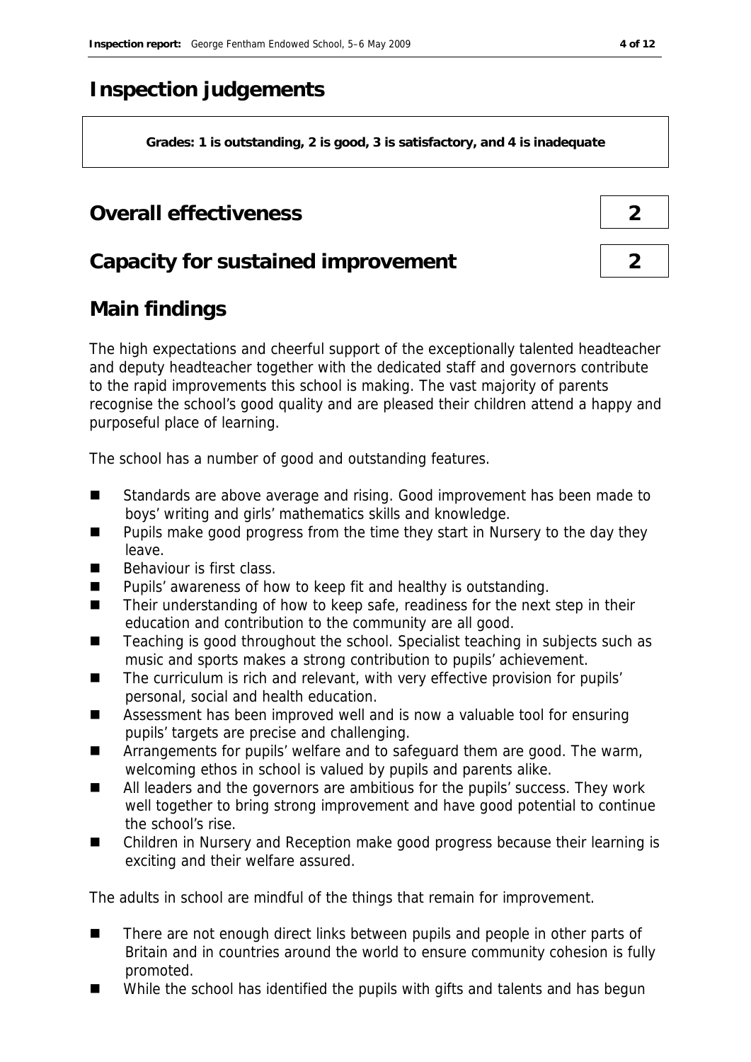# Inspection judgements

**Grades: 1 is outstanding, 2 is good, 3 is satisfactory, and 4 is inadequate**

| | |
|---|---|
| **Overall effectiveness** | **2** |
| **Capacity for sustained improvement** | **2** |

## Main findings

The high expectations and cheerful support of the exceptionally talented headteacher and deputy headteacher together with the dedicated staff and governors contribute to the rapid improvements this school is making. The vast majority of parents recognise the school's good quality and are pleased their children attend a happy and purposeful place of learning.

The school has a number of good and outstanding features.

- Standards are above average and rising. Good improvement has been made to boys' writing and girls' mathematics skills and knowledge.
- Pupils make good progress from the time they start in Nursery to the day they leave.
- Behaviour is first class.
- Pupils' awareness of how to keep fit and healthy is outstanding.
- Their understanding of how to keep safe, readiness for the next step in their education and contribution to the community are all good.
- Teaching is good throughout the school. Specialist teaching in subjects such as music and sports makes a strong contribution to pupils' achievement.
- The curriculum is rich and relevant, with very effective provision for pupils' personal, social and health education.
- Assessment has been improved well and is now a valuable tool for ensuring pupils' targets are precise and challenging.
- Arrangements for pupils' welfare and to safeguard them are good. The warm, welcoming ethos in school is valued by pupils and parents alike.
- All leaders and the governors are ambitious for the pupils' success. They work well together to bring strong improvement and have good potential to continue the school's rise.
- Children in Nursery and Reception make good progress because their learning is exciting and their welfare assured.

The adults in school are mindful of the things that remain for improvement.

- There are not enough direct links between pupils and people in other parts of Britain and in countries around the world to ensure community cohesion is fully promoted.
- While the school has identified the pupils with gifts and talents and has begun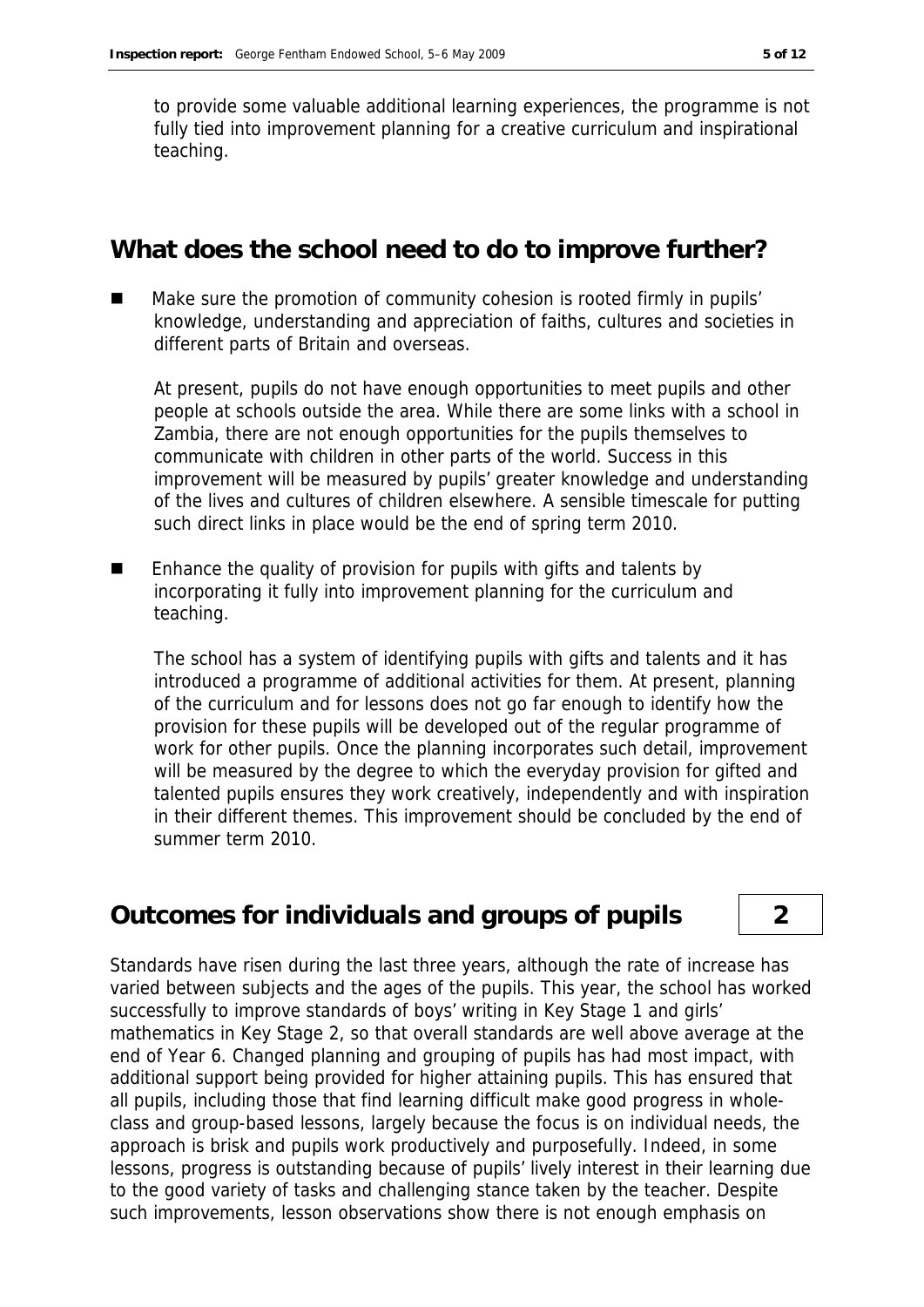to provide some valuable additional learning experiences, the programme is not fully tied into improvement planning for a creative curriculum and inspirational teaching.

## What does the school need to do to improve further?

- Make sure the promotion of community cohesion is rooted firmly in pupils' knowledge, understanding and appreciation of faiths, cultures and societies in different parts of Britain and overseas.

  At present, pupils do not have enough opportunities to meet pupils and other people at schools outside the area. While there are some links with a school in Zambia, there are not enough opportunities for the pupils themselves to communicate with children in other parts of the world. Success in this improvement will be measured by pupils' greater knowledge and understanding of the lives and cultures of children elsewhere. A sensible timescale for putting such direct links in place would be the end of spring term 2010.

- Enhance the quality of provision for pupils with gifts and talents by incorporating it fully into improvement planning for the curriculum and teaching.

  The school has a system of identifying pupils with gifts and talents and it has introduced a programme of additional activities for them. At present, planning of the curriculum and for lessons does not go far enough to identify how the provision for these pupils will be developed out of the regular programme of work for other pupils. Once the planning incorporates such detail, improvement will be measured by the degree to which the everyday provision for gifted and talented pupils ensures they work creatively, independently and with inspiration in their different themes. This improvement should be concluded by the end of summer term 2010.

## Outcomes for individuals and groups of pupils — 2

Standards have risen during the last three years, although the rate of increase has varied between subjects and the ages of the pupils. This year, the school has worked successfully to improve standards of boys' writing in Key Stage 1 and girls' mathematics in Key Stage 2, so that overall standards are well above average at the end of Year 6. Changed planning and grouping of pupils has had most impact, with additional support being provided for higher attaining pupils. This has ensured that all pupils, including those that find learning difficult make good progress in whole-class and group-based lessons, largely because the focus is on individual needs, the approach is brisk and pupils work productively and purposefully. Indeed, in some lessons, progress is outstanding because of pupils' lively interest in their learning due to the good variety of tasks and challenging stance taken by the teacher. Despite such improvements, lesson observations show there is not enough emphasis on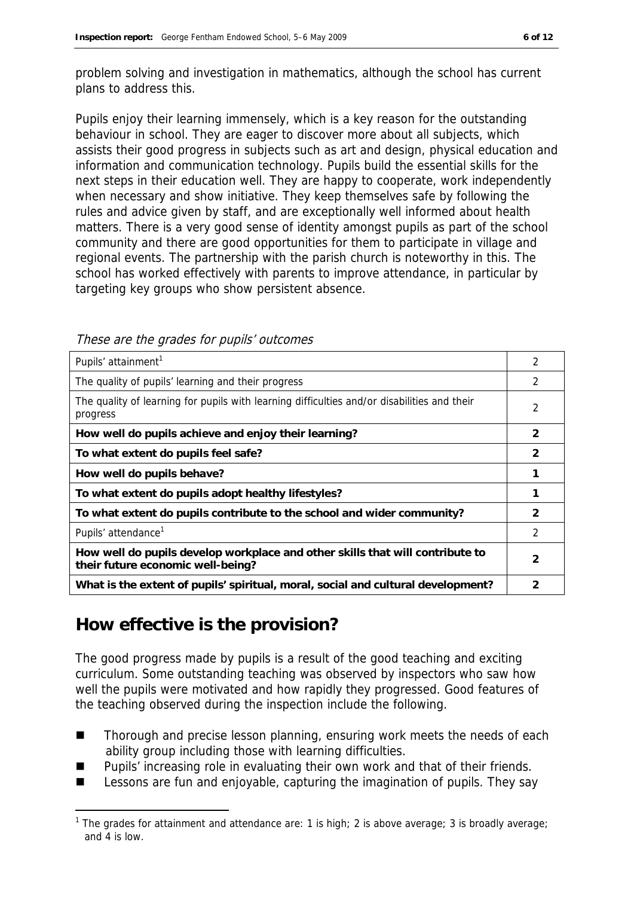problem solving and investigation in mathematics, although the school has current plans to address this.

Pupils enjoy their learning immensely, which is a key reason for the outstanding behaviour in school. They are eager to discover more about all subjects, which assists their good progress in subjects such as art and design, physical education and information and communication technology. Pupils build the essential skills for the next steps in their education well. They are happy to cooperate, work independently when necessary and show initiative. They keep themselves safe by following the rules and advice given by staff, and are exceptionally well informed about health matters. There is a very good sense of identity amongst pupils as part of the school community and there are good opportunities for them to participate in village and regional events. The partnership with the parish church is noteworthy in this. The school has worked effectively with parents to improve attendance, in particular by targeting key groups who show persistent absence.

*These are the grades for pupils' outcomes*

| | |
|---|---|
| Pupils' attainment[1] | 2 |
| The quality of pupils' learning and their progress | 2 |
| The quality of learning for pupils with learning difficulties and/or disabilities and their progress | 2 |
| **How well do pupils achieve and enjoy their learning?** | **2** |
| **To what extent do pupils feel safe?** | **2** |
| **How well do pupils behave?** | **1** |
| **To what extent do pupils adopt healthy lifestyles?** | **1** |
| **To what extent do pupils contribute to the school and wider community?** | **2** |
| Pupils' attendance[1] | 2 |
| **How well do pupils develop workplace and other skills that will contribute to their future economic well-being?** | **2** |
| **What is the extent of pupils' spiritual, moral, social and cultural development?** | **2** |

## How effective is the provision?

The good progress made by pupils is a result of the good teaching and exciting curriculum. Some outstanding teaching was observed by inspectors who saw how well the pupils were motivated and how rapidly they progressed. Good features of the teaching observed during the inspection include the following.

- Thorough and precise lesson planning, ensuring work meets the needs of each ability group including those with learning difficulties.
- Pupils' increasing role in evaluating their own work and that of their friends.
- Lessons are fun and enjoyable, capturing the imagination of pupils. They say

[1] The grades for attainment and attendance are: 1 is high; 2 is above average; 3 is broadly average; and 4 is low.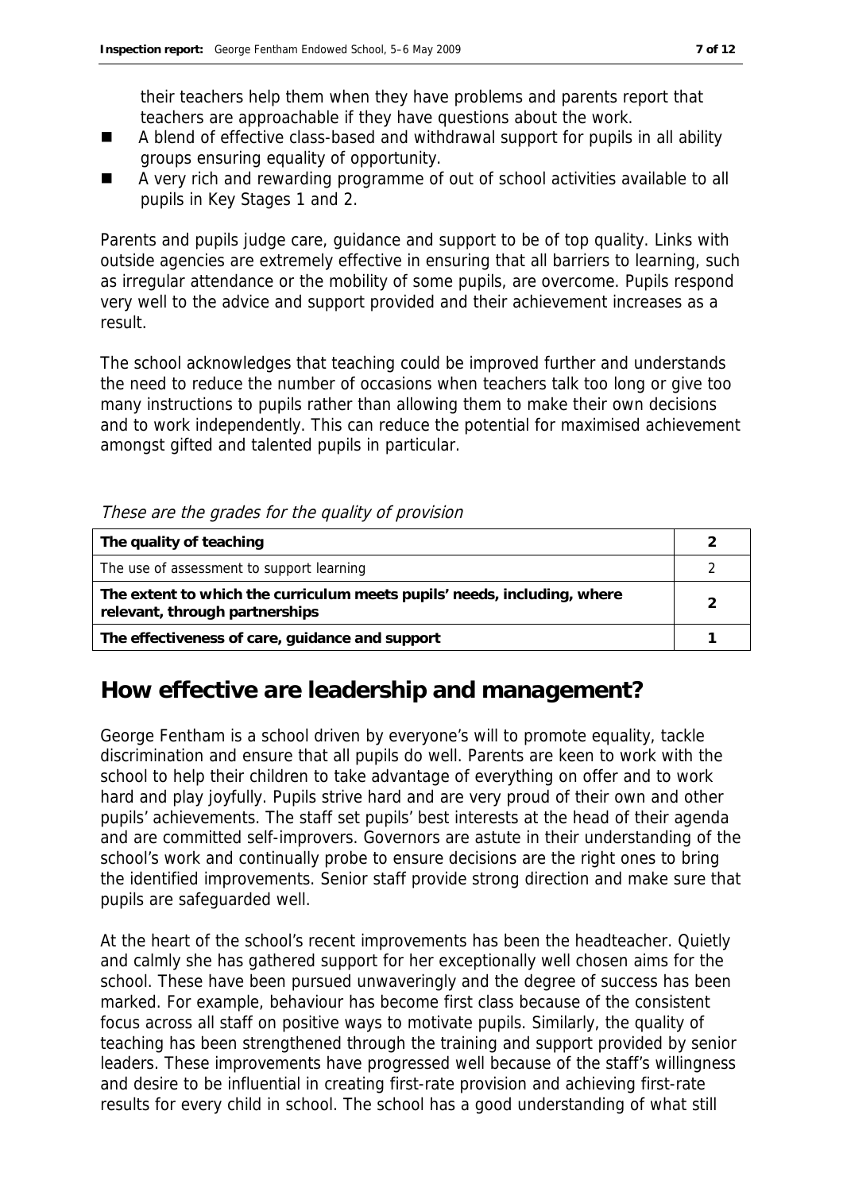their teachers help them when they have problems and parents report that teachers are approachable if they have questions about the work.

- A blend of effective class-based and withdrawal support for pupils in all ability groups ensuring equality of opportunity.
- A very rich and rewarding programme of out of school activities available to all pupils in Key Stages 1 and 2.

Parents and pupils judge care, guidance and support to be of top quality. Links with outside agencies are extremely effective in ensuring that all barriers to learning, such as irregular attendance or the mobility of some pupils, are overcome. Pupils respond very well to the advice and support provided and their achievement increases as a result.

The school acknowledges that teaching could be improved further and understands the need to reduce the number of occasions when teachers talk too long or give too many instructions to pupils rather than allowing them to make their own decisions and to work independently. This can reduce the potential for maximised achievement amongst gifted and talented pupils in particular.

*These are the grades for the quality of provision*

| | |
|---|---|
| **The quality of teaching** | **2** |
| The use of assessment to support learning | 2 |
| **The extent to which the curriculum meets pupils' needs, including, where relevant, through partnerships** | **2** |
| **The effectiveness of care, guidance and support** | **1** |

## How effective are leadership and management?

George Fentham is a school driven by everyone's will to promote equality, tackle discrimination and ensure that all pupils do well. Parents are keen to work with the school to help their children to take advantage of everything on offer and to work hard and play joyfully. Pupils strive hard and are very proud of their own and other pupils' achievements. The staff set pupils' best interests at the head of their agenda and are committed self-improvers. Governors are astute in their understanding of the school's work and continually probe to ensure decisions are the right ones to bring the identified improvements. Senior staff provide strong direction and make sure that pupils are safeguarded well.

At the heart of the school's recent improvements has been the headteacher. Quietly and calmly she has gathered support for her exceptionally well chosen aims for the school. These have been pursued unwaveringly and the degree of success has been marked. For example, behaviour has become first class because of the consistent focus across all staff on positive ways to motivate pupils. Similarly, the quality of teaching has been strengthened through the training and support provided by senior leaders. These improvements have progressed well because of the staff's willingness and desire to be influential in creating first-rate provision and achieving first-rate results for every child in school. The school has a good understanding of what still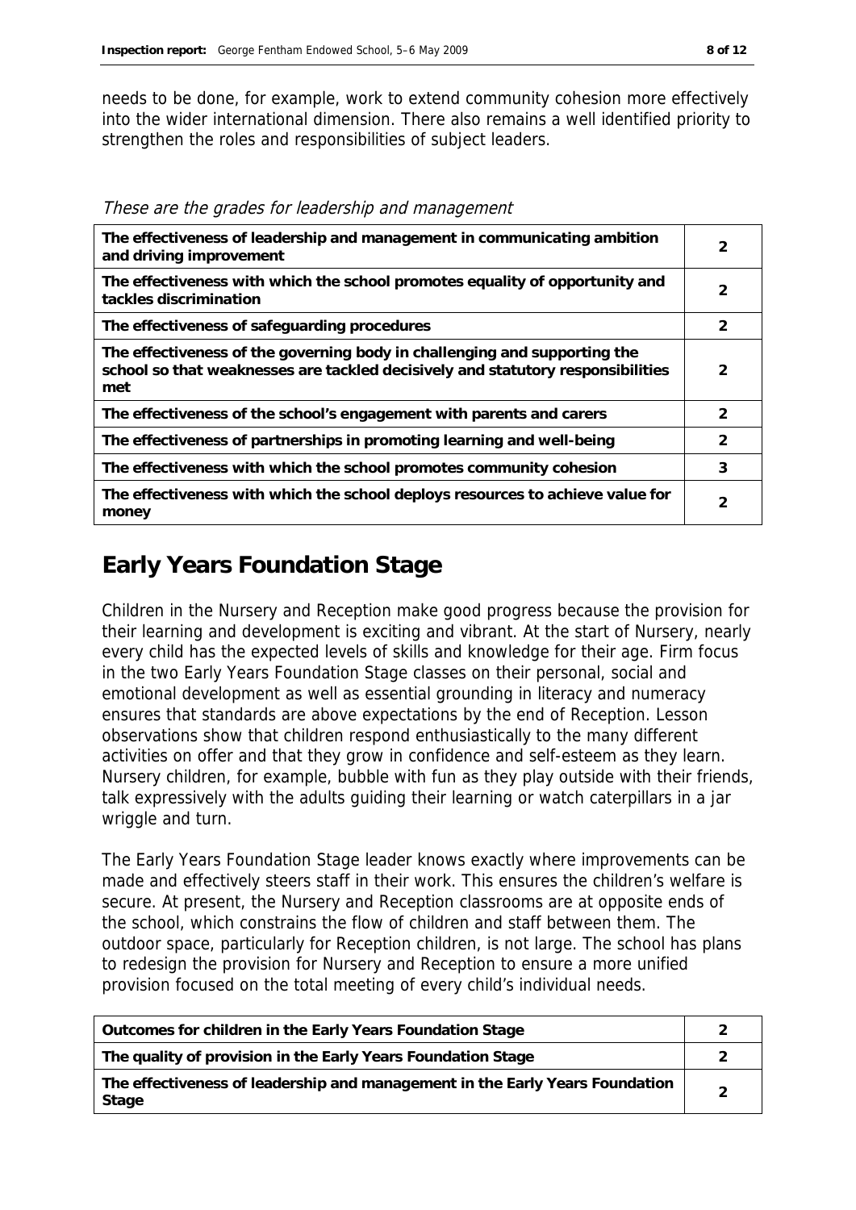needs to be done, for example, work to extend community cohesion more effectively into the wider international dimension. There also remains a well identified priority to strengthen the roles and responsibilities of subject leaders.

*These are the grades for leadership and management*

| | |
|---|---|
| **The effectiveness of leadership and management in communicating ambition and driving improvement** | 2 |
| **The effectiveness with which the school promotes equality of opportunity and tackles discrimination** | 2 |
| **The effectiveness of safeguarding procedures** | 2 |
| **The effectiveness of the governing body in challenging and supporting the school so that weaknesses are tackled decisively and statutory responsibilities met** | 2 |
| **The effectiveness of the school's engagement with parents and carers** | 2 |
| **The effectiveness of partnerships in promoting learning and well-being** | 2 |
| **The effectiveness with which the school promotes community cohesion** | 3 |
| **The effectiveness with which the school deploys resources to achieve value for money** | 2 |

## Early Years Foundation Stage

Children in the Nursery and Reception make good progress because the provision for their learning and development is exciting and vibrant. At the start of Nursery, nearly every child has the expected levels of skills and knowledge for their age. Firm focus in the two Early Years Foundation Stage classes on their personal, social and emotional development as well as essential grounding in literacy and numeracy ensures that standards are above expectations by the end of Reception. Lesson observations show that children respond enthusiastically to the many different activities on offer and that they grow in confidence and self-esteem as they learn. Nursery children, for example, bubble with fun as they play outside with their friends, talk expressively with the adults guiding their learning or watch caterpillars in a jar wriggle and turn.

The Early Years Foundation Stage leader knows exactly where improvements can be made and effectively steers staff in their work. This ensures the children's welfare is secure. At present, the Nursery and Reception classrooms are at opposite ends of the school, which constrains the flow of children and staff between them. The outdoor space, particularly for Reception children, is not large. The school has plans to redesign the provision for Nursery and Reception to ensure a more unified provision focused on the total meeting of every child's individual needs.

| | |
|---|---|
| **Outcomes for children in the Early Years Foundation Stage** | 2 |
| **The quality of provision in the Early Years Foundation Stage** | 2 |
| **The effectiveness of leadership and management in the Early Years Foundation Stage** | 2 |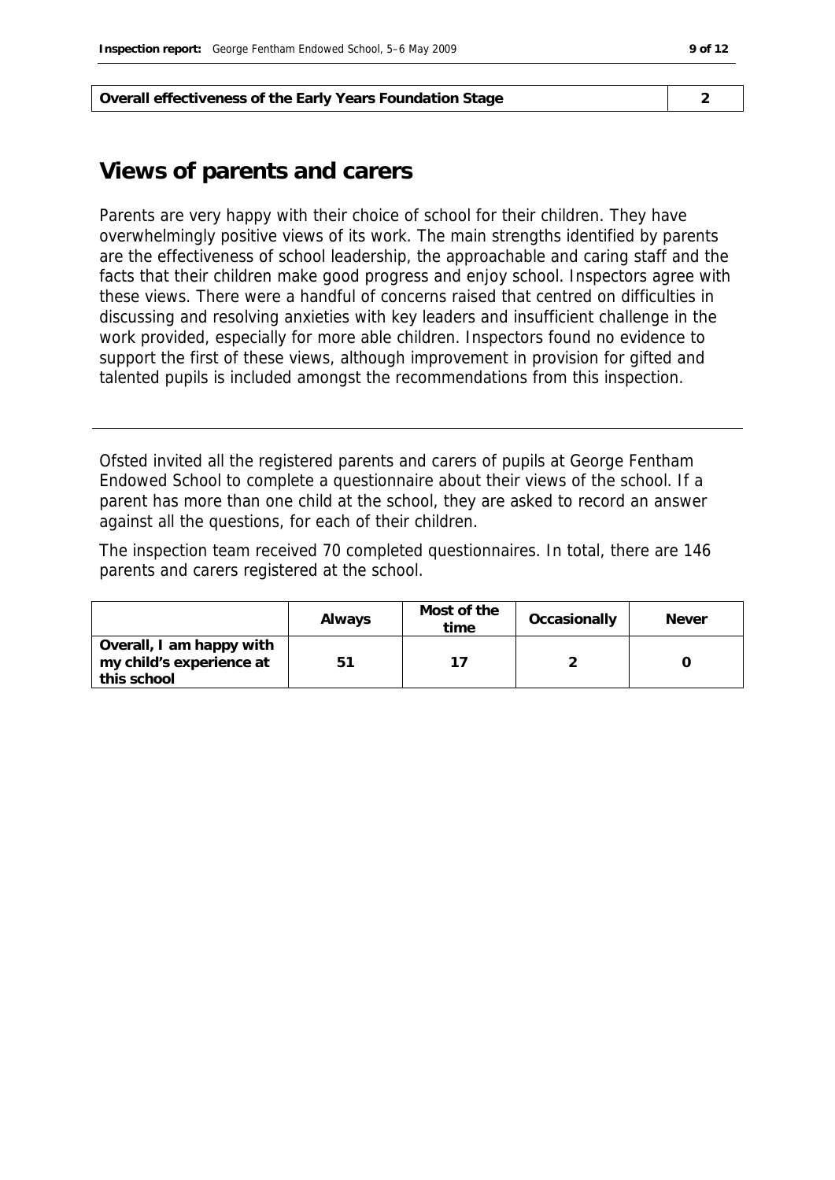| Overall effectiveness of the Early Years Foundation Stage | 2 |
| --- | --- |

## Views of parents and carers

Parents are very happy with their choice of school for their children. They have overwhelmingly positive views of its work. The main strengths identified by parents are the effectiveness of school leadership, the approachable and caring staff and the facts that their children make good progress and enjoy school. Inspectors agree with these views. There were a handful of concerns raised that centred on difficulties in discussing and resolving anxieties with key leaders and insufficient challenge in the work provided, especially for more able children. Inspectors found no evidence to support the first of these views, although improvement in provision for gifted and talented pupils is included amongst the recommendations from this inspection.

---

Ofsted invited all the registered parents and carers of pupils at George Fentham Endowed School to complete a questionnaire about their views of the school. If a parent has more than one child at the school, they are asked to record an answer against all the questions, for each of their children.

The inspection team received 70 completed questionnaires. In total, there are 146 parents and carers registered at the school.

| | Always | Most of the time | Occasionally | Never |
| --- | --- | --- | --- | --- |
| **Overall, I am happy with my child's experience at this school** | 51 | 17 | 2 | 0 |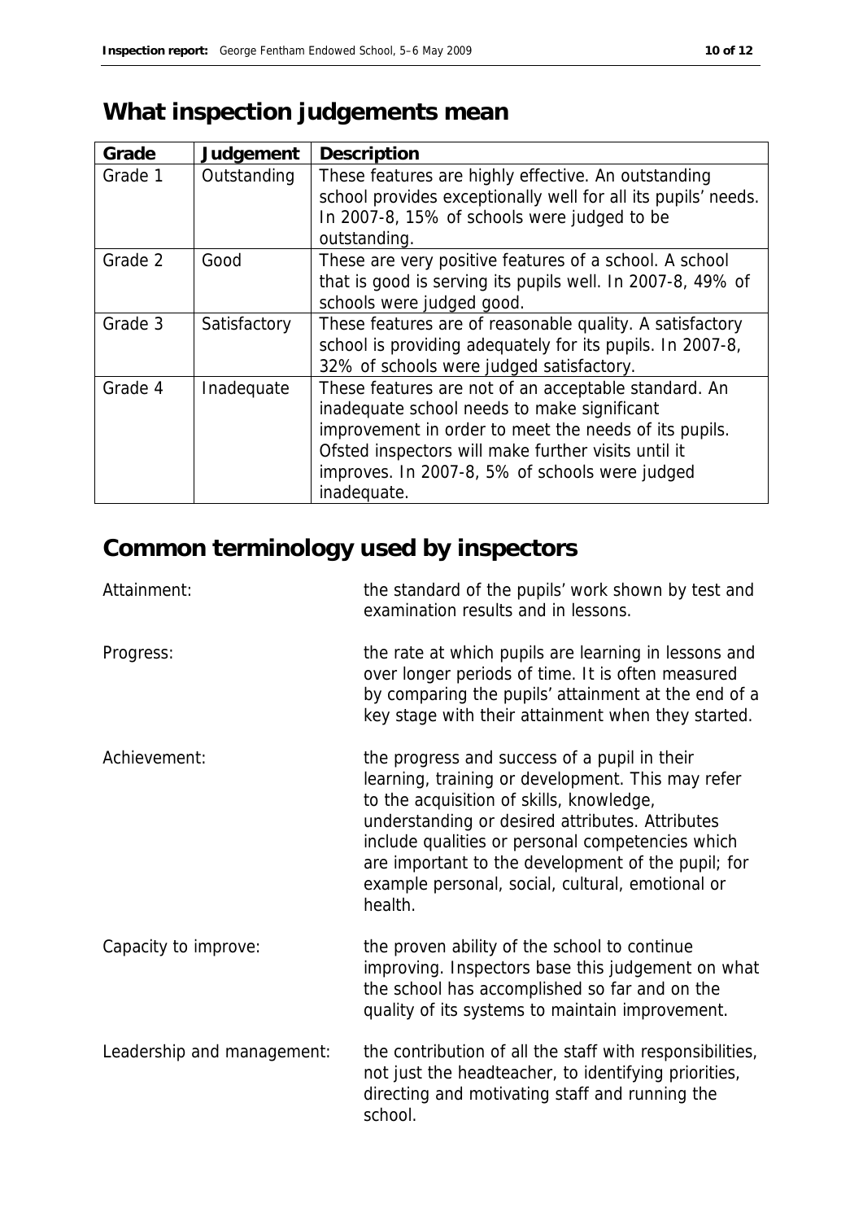# What inspection judgements mean

| Grade | Judgement | Description |
|---|---|---|
| Grade 1 | Outstanding | These features are highly effective. An outstanding school provides exceptionally well for all its pupils' needs. In 2007-8, 15% of schools were judged to be outstanding. |
| Grade 2 | Good | These are very positive features of a school. A school that is good is serving its pupils well. In 2007-8, 49% of schools were judged good. |
| Grade 3 | Satisfactory | These features are of reasonable quality. A satisfactory school is providing adequately for its pupils. In 2007-8, 32% of schools were judged satisfactory. |
| Grade 4 | Inadequate | These features are not of an acceptable standard. An inadequate school needs to make significant improvement in order to meet the needs of its pupils. Ofsted inspectors will make further visits until it improves. In 2007-8, 5% of schools were judged inadequate. |

# Common terminology used by inspectors

**Attainment:** the standard of the pupils' work shown by test and examination results and in lessons.

**Progress:** the rate at which pupils are learning in lessons and over longer periods of time. It is often measured by comparing the pupils' attainment at the end of a key stage with their attainment when they started.

**Achievement:** the progress and success of a pupil in their learning, training or development. This may refer to the acquisition of skills, knowledge, understanding or desired attributes. Attributes include qualities or personal competencies which are important to the development of the pupil; for example personal, social, cultural, emotional or health.

**Capacity to improve:** the proven ability of the school to continue improving. Inspectors base this judgement on what the school has accomplished so far and on the quality of its systems to maintain improvement.

**Leadership and management:** the contribution of all the staff with responsibilities, not just the headteacher, to identifying priorities, directing and motivating staff and running the school.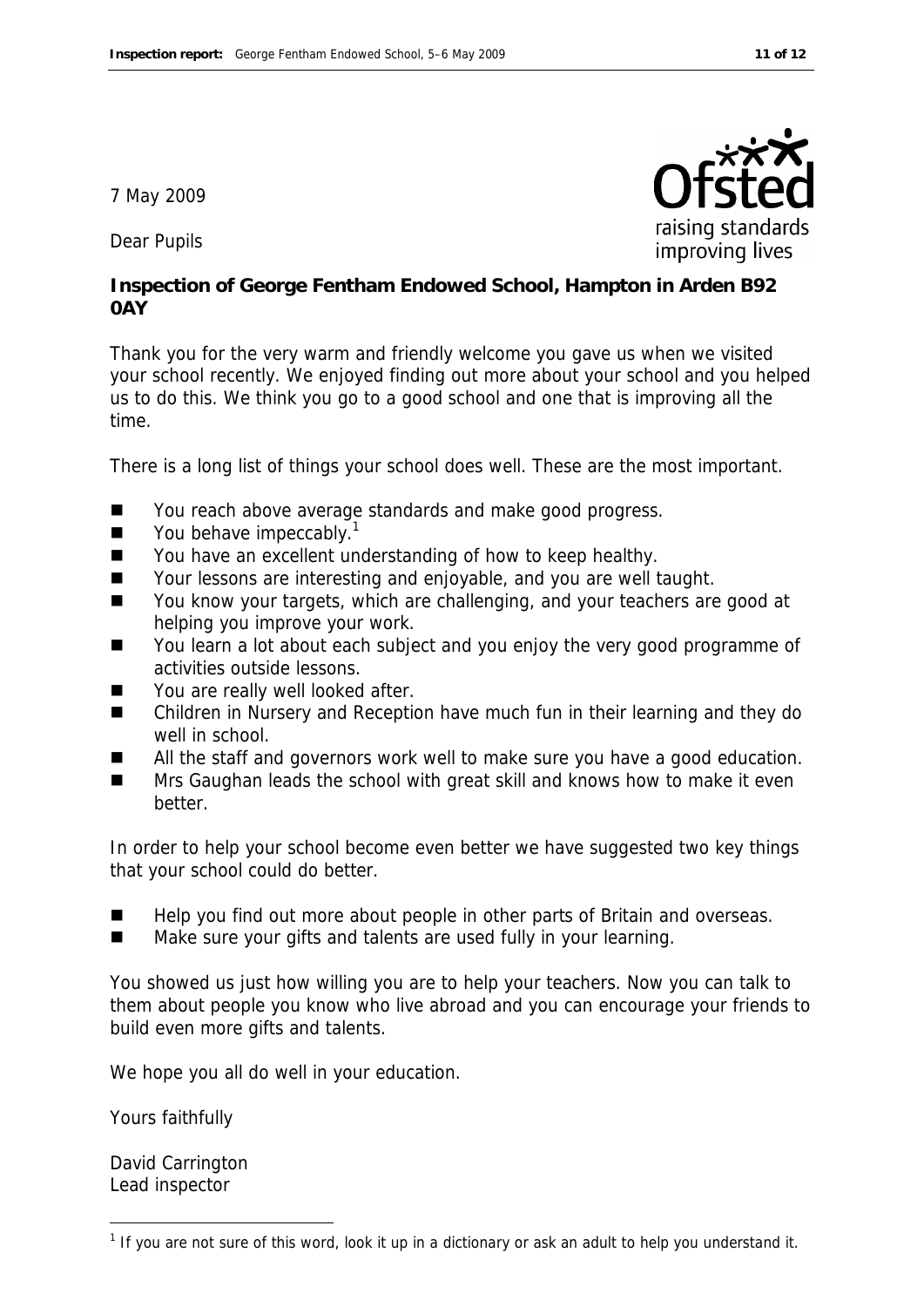7 May 2009

Dear Pupils

**Inspection of George Fentham Endowed School, Hampton in Arden B92 0AY**

Thank you for the very warm and friendly welcome you gave us when we visited your school recently. We enjoyed finding out more about your school and you helped us to do this. We think you go to a good school and one that is improving all the time.

There is a long list of things your school does well. These are the most important.

- You reach above average standards and make good progress.
- You behave impeccably.[1]
- You have an excellent understanding of how to keep healthy.
- Your lessons are interesting and enjoyable, and you are well taught.
- You know your targets, which are challenging, and your teachers are good at helping you improve your work.
- You learn a lot about each subject and you enjoy the very good programme of activities outside lessons.
- You are really well looked after.
- Children in Nursery and Reception have much fun in their learning and they do well in school.
- All the staff and governors work well to make sure you have a good education.
- Mrs Gaughan leads the school with great skill and knows how to make it even better.

In order to help your school become even better we have suggested two key things that your school could do better.

- Help you find out more about people in other parts of Britain and overseas.
- Make sure your gifts and talents are used fully in your learning.

You showed us just how willing you are to help your teachers. Now you can talk to them about people you know who live abroad and you can encourage your friends to build even more gifts and talents.

We hope you all do well in your education.

Yours faithfully

David Carrington
Lead inspector

[1] If you are not sure of this word, look it up in a dictionary or ask an adult to help you understand it.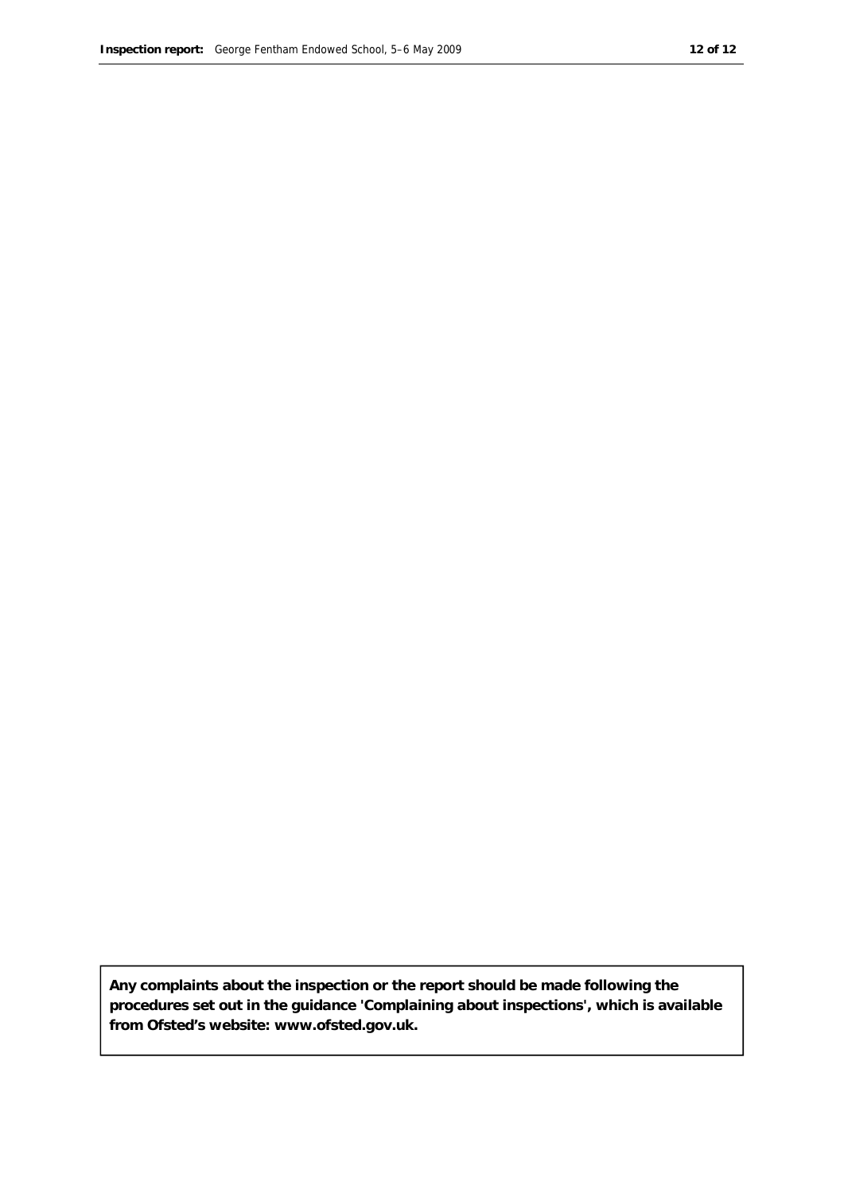**Any complaints about the inspection or the report should be made following the procedures set out in the guidance 'Complaining about inspections', which is available from Ofsted's website: www.ofsted.gov.uk.**